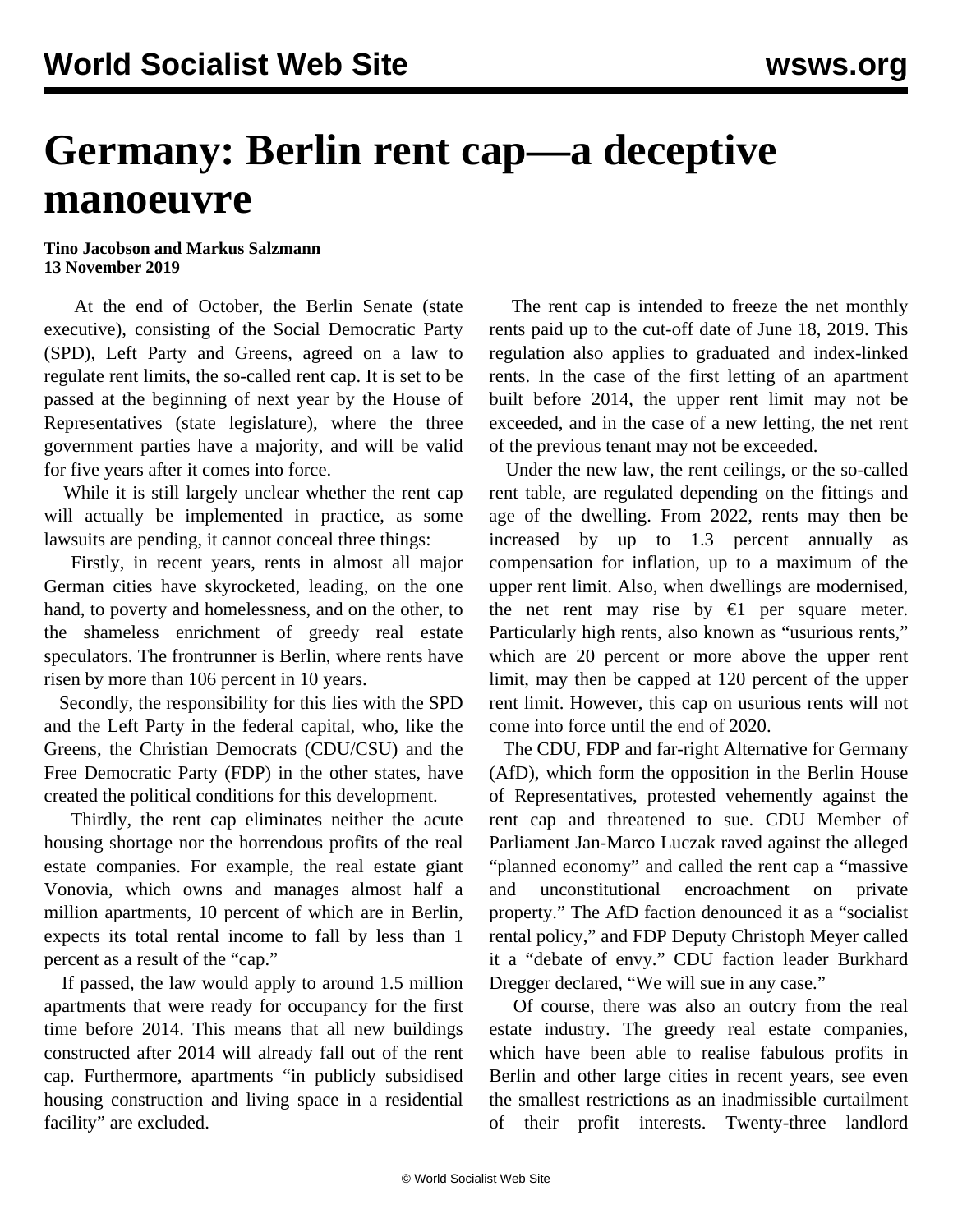# Germany: Berlin rent cap—a deceptive manoeuvre

**Tino Jacobson and Markus Salzmann**
**13 November 2019**

At the end of October, the Berlin Senate (state executive), consisting of the Social Democratic Party (SPD), Left Party and Greens, agreed on a law to regulate rent limits, the so-called rent cap. It is set to be passed at the beginning of next year by the House of Representatives (state legislature), where the three government parties have a majority, and will be valid for five years after it comes into force.

While it is still largely unclear whether the rent cap will actually be implemented in practice, as some lawsuits are pending, it cannot conceal three things:

Firstly, in recent years, rents in almost all major German cities have skyrocketed, leading, on the one hand, to poverty and homelessness, and on the other, to the shameless enrichment of greedy real estate speculators. The frontrunner is Berlin, where rents have risen by more than 106 percent in 10 years.

Secondly, the responsibility for this lies with the SPD and the Left Party in the federal capital, who, like the Greens, the Christian Democrats (CDU/CSU) and the Free Democratic Party (FDP) in the other states, have created the political conditions for this development.

Thirdly, the rent cap eliminates neither the acute housing shortage nor the horrendous profits of the real estate companies. For example, the real estate giant Vonovia, which owns and manages almost half a million apartments, 10 percent of which are in Berlin, expects its total rental income to fall by less than 1 percent as a result of the "cap."

If passed, the law would apply to around 1.5 million apartments that were ready for occupancy for the first time before 2014. This means that all new buildings constructed after 2014 will already fall out of the rent cap. Furthermore, apartments "in publicly subsidised housing construction and living space in a residential facility" are excluded.

The rent cap is intended to freeze the net monthly rents paid up to the cut-off date of June 18, 2019. This regulation also applies to graduated and index-linked rents. In the case of the first letting of an apartment built before 2014, the upper rent limit may not be exceeded, and in the case of a new letting, the net rent of the previous tenant may not be exceeded.

Under the new law, the rent ceilings, or the so-called rent table, are regulated depending on the fittings and age of the dwelling. From 2022, rents may then be increased by up to 1.3 percent annually as compensation for inflation, up to a maximum of the upper rent limit. Also, when dwellings are modernised, the net rent may rise by €1 per square meter. Particularly high rents, also known as "usurious rents," which are 20 percent or more above the upper rent limit, may then be capped at 120 percent of the upper rent limit. However, this cap on usurious rents will not come into force until the end of 2020.

The CDU, FDP and far-right Alternative for Germany (AfD), which form the opposition in the Berlin House of Representatives, protested vehemently against the rent cap and threatened to sue. CDU Member of Parliament Jan-Marco Luczak raved against the alleged "planned economy" and called the rent cap a "massive and unconstitutional encroachment on private property." The AfD faction denounced it as a "socialist rental policy," and FDP Deputy Christoph Meyer called it a "debate of envy." CDU faction leader Burkhard Dregger declared, "We will sue in any case."

Of course, there was also an outcry from the real estate industry. The greedy real estate companies, which have been able to realise fabulous profits in Berlin and other large cities in recent years, see even the smallest restrictions as an inadmissible curtailment of their profit interests. Twenty-three landlord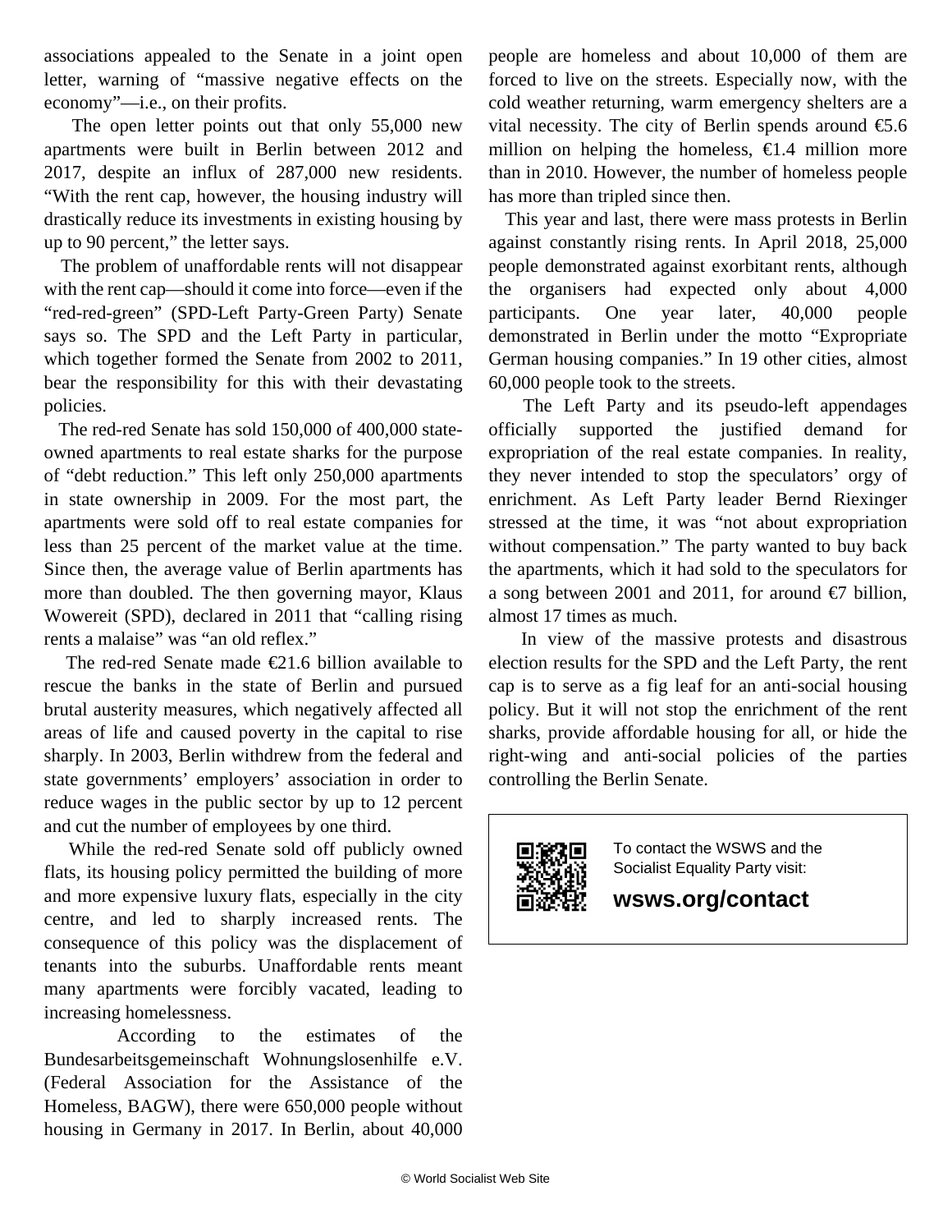associations appealed to the Senate in a joint open letter, warning of "massive negative effects on the economy"—i.e., on their profits.

The open letter points out that only 55,000 new apartments were built in Berlin between 2012 and 2017, despite an influx of 287,000 new residents. "With the rent cap, however, the housing industry will drastically reduce its investments in existing housing by up to 90 percent," the letter says.

The problem of unaffordable rents will not disappear with the rent cap—should it come into force—even if the "red-red-green" (SPD-Left Party-Green Party) Senate says so. The SPD and the Left Party in particular, which together formed the Senate from 2002 to 2011, bear the responsibility for this with their devastating policies.

The red-red Senate has sold 150,000 of 400,000 state-owned apartments to real estate sharks for the purpose of "debt reduction." This left only 250,000 apartments in state ownership in 2009. For the most part, the apartments were sold off to real estate companies for less than 25 percent of the market value at the time. Since then, the average value of Berlin apartments has more than doubled. The then governing mayor, Klaus Wowereit (SPD), declared in 2011 that "calling rising rents a malaise" was "an old reflex."

The red-red Senate made €21.6 billion available to rescue the banks in the state of Berlin and pursued brutal austerity measures, which negatively affected all areas of life and caused poverty in the capital to rise sharply. In 2003, Berlin withdrew from the federal and state governments' employers' association in order to reduce wages in the public sector by up to 12 percent and cut the number of employees by one third.

While the red-red Senate sold off publicly owned flats, its housing policy permitted the building of more and more expensive luxury flats, especially in the city centre, and led to sharply increased rents. The consequence of this policy was the displacement of tenants into the suburbs. Unaffordable rents meant many apartments were forcibly vacated, leading to increasing homelessness.

According to the estimates of the Bundesarbeitsgemeinschaft Wohnungslosenhilfe e.V. (Federal Association for the Assistance of the Homeless, BAGW), there were 650,000 people without housing in Germany in 2017. In Berlin, about 40,000 people are homeless and about 10,000 of them are forced to live on the streets. Especially now, with the cold weather returning, warm emergency shelters are a vital necessity. The city of Berlin spends around €5.6 million on helping the homeless, €1.4 million more than in 2010. However, the number of homeless people has more than tripled since then.

This year and last, there were mass protests in Berlin against constantly rising rents. In April 2018, 25,000 people demonstrated against exorbitant rents, although the organisers had expected only about 4,000 participants. One year later, 40,000 people demonstrated in Berlin under the motto "Expropriate German housing companies." In 19 other cities, almost 60,000 people took to the streets.

The Left Party and its pseudo-left appendages officially supported the justified demand for expropriation of the real estate companies. In reality, they never intended to stop the speculators' orgy of enrichment. As Left Party leader Bernd Riexinger stressed at the time, it was "not about expropriation without compensation." The party wanted to buy back the apartments, which it had sold to the speculators for a song between 2001 and 2011, for around €7 billion, almost 17 times as much.

In view of the massive protests and disastrous election results for the SPD and the Left Party, the rent cap is to serve as a fig leaf for an anti-social housing policy. But it will not stop the enrichment of the rent sharks, provide affordable housing for all, or hide the right-wing and anti-social policies of the parties controlling the Berlin Senate.

To contact the WSWS and the Socialist Equality Party visit:

**wsws.org/contact**